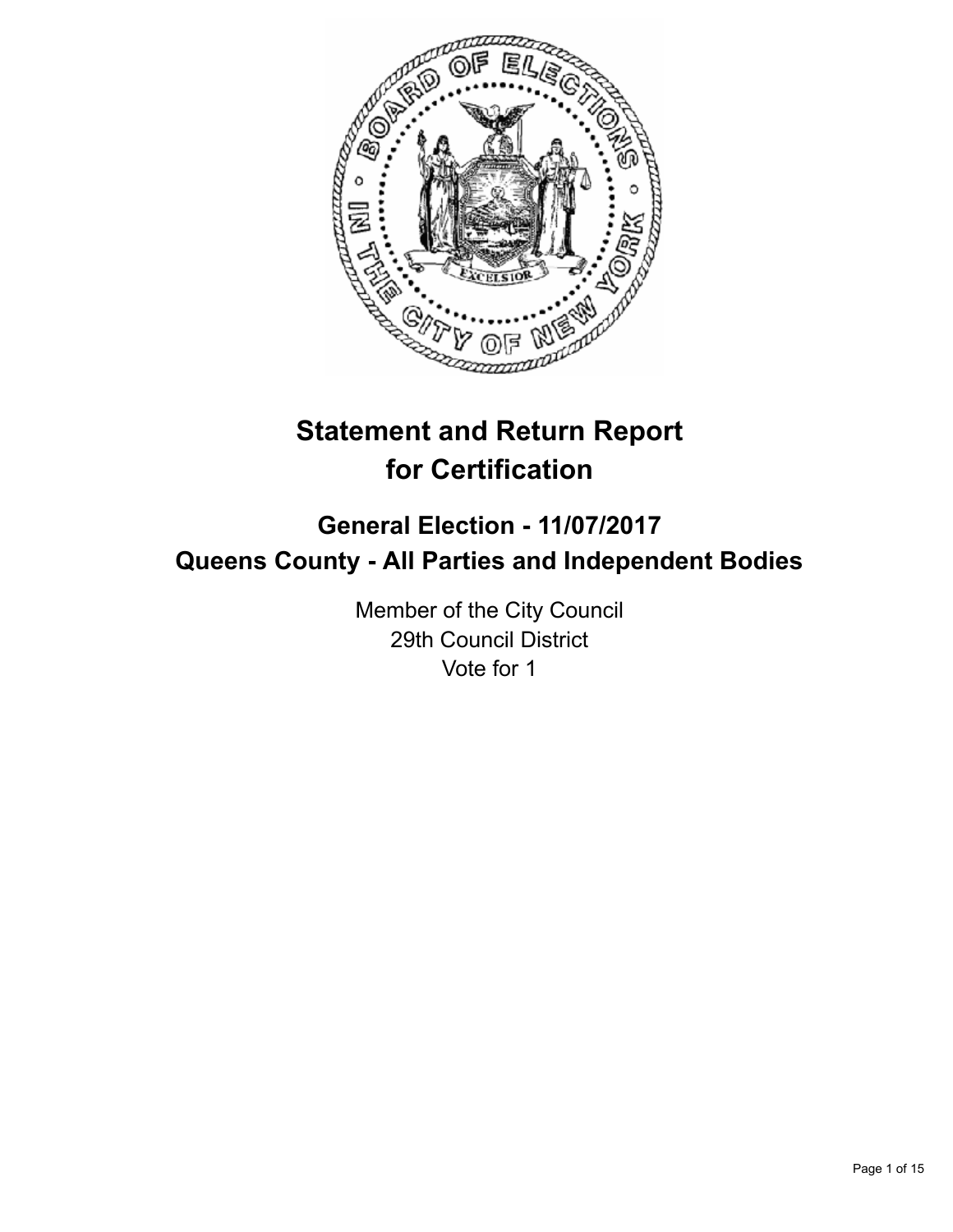# Statement and Return Report for Certification

## General Election - 11/07/2017
## Queens County - All Parties and Independent Bodies

Member of the City Council
29th Council District
Vote for 1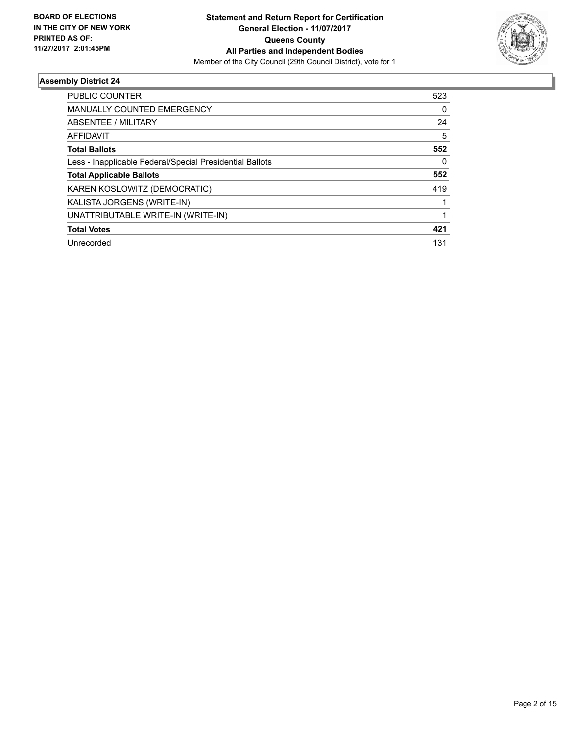**BOARD OF ELECTIONS IN THE CITY OF NEW YORK PRINTED AS OF: 11/27/2017 2:01:45PM**

**Statement and Return Report for Certification**
**General Election - 11/07/2017**
**Queens County**
**All Parties and Independent Bodies**
Member of the City Council (29th Council District), vote for 1

## Assembly District 24

| | |
|---|---|
| PUBLIC COUNTER | 523 |
| MANUALLY COUNTED EMERGENCY | 0 |
| ABSENTEE / MILITARY | 24 |
| AFFIDAVIT | 5 |
| **Total Ballots** | **552** |
| Less - Inapplicable Federal/Special Presidential Ballots | 0 |
| **Total Applicable Ballots** | **552** |
| KAREN KOSLOWITZ (DEMOCRATIC) | 419 |
| KALISTA JORGENS (WRITE-IN) | 1 |
| UNATTRIBUTABLE WRITE-IN (WRITE-IN) | 1 |
| **Total Votes** | **421** |
| Unrecorded | 131 |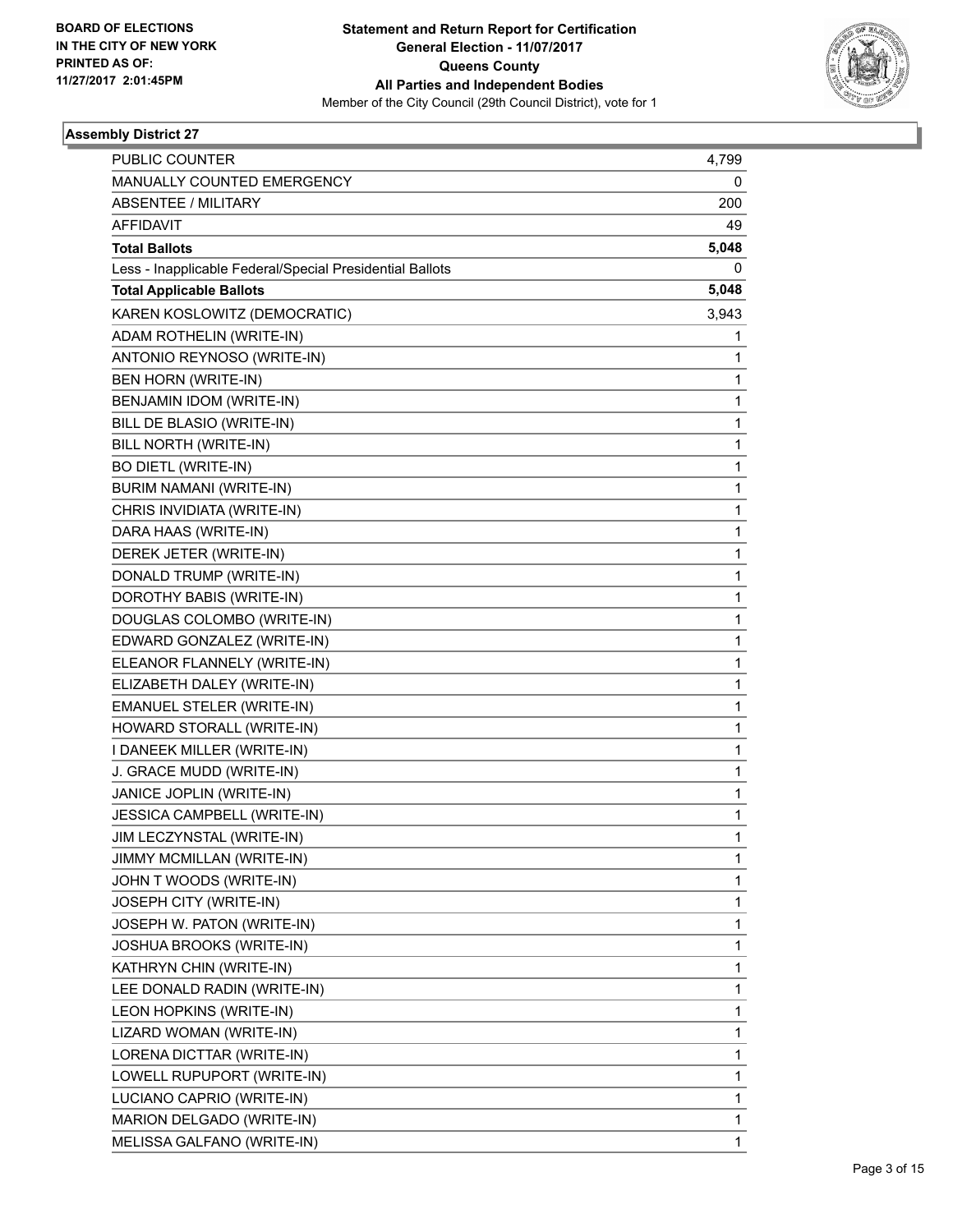BOARD OF ELECTIONS
IN THE CITY OF NEW YORK
PRINTED AS OF:
11/27/2017 2:01:45PM

**Statement and Return Report for Certification**
**General Election - 11/07/2017**
**Queens County**
**All Parties and Independent Bodies**
Member of the City Council (29th Council District), vote for 1

### Assembly District 27

| | |
|---|---|
| PUBLIC COUNTER | 4,799 |
| MANUALLY COUNTED EMERGENCY | 0 |
| ABSENTEE / MILITARY | 200 |
| AFFIDAVIT | 49 |
| **Total Ballots** | **5,048** |
| Less - Inapplicable Federal/Special Presidential Ballots | 0 |
| **Total Applicable Ballots** | **5,048** |
| KAREN KOSLOWITZ (DEMOCRATIC) | 3,943 |
| ADAM ROTHELIN (WRITE-IN) | 1 |
| ANTONIO REYNOSO (WRITE-IN) | 1 |
| BEN HORN (WRITE-IN) | 1 |
| BENJAMIN IDOM (WRITE-IN) | 1 |
| BILL DE BLASIO (WRITE-IN) | 1 |
| BILL NORTH (WRITE-IN) | 1 |
| BO DIETL (WRITE-IN) | 1 |
| BURIM NAMANI (WRITE-IN) | 1 |
| CHRIS INVIDIATA (WRITE-IN) | 1 |
| DARA HAAS (WRITE-IN) | 1 |
| DEREK JETER (WRITE-IN) | 1 |
| DONALD TRUMP (WRITE-IN) | 1 |
| DOROTHY BABIS (WRITE-IN) | 1 |
| DOUGLAS COLOMBO (WRITE-IN) | 1 |
| EDWARD GONZALEZ (WRITE-IN) | 1 |
| ELEANOR FLANNELY (WRITE-IN) | 1 |
| ELIZABETH DALEY (WRITE-IN) | 1 |
| EMANUEL STELER (WRITE-IN) | 1 |
| HOWARD STORALL (WRITE-IN) | 1 |
| I DANEEK MILLER (WRITE-IN) | 1 |
| J. GRACE MUDD (WRITE-IN) | 1 |
| JANICE JOPLIN (WRITE-IN) | 1 |
| JESSICA CAMPBELL (WRITE-IN) | 1 |
| JIM LECZYNSTAL (WRITE-IN) | 1 |
| JIMMY MCMILLAN (WRITE-IN) | 1 |
| JOHN T WOODS (WRITE-IN) | 1 |
| JOSEPH CITY (WRITE-IN) | 1 |
| JOSEPH W. PATON (WRITE-IN) | 1 |
| JOSHUA BROOKS (WRITE-IN) | 1 |
| KATHRYN CHIN (WRITE-IN) | 1 |
| LEE DONALD RADIN (WRITE-IN) | 1 |
| LEON HOPKINS (WRITE-IN) | 1 |
| LIZARD WOMAN (WRITE-IN) | 1 |
| LORENA DICTTAR (WRITE-IN) | 1 |
| LOWELL RUPUPORT (WRITE-IN) | 1 |
| LUCIANO CAPRIO (WRITE-IN) | 1 |
| MARION DELGADO (WRITE-IN) | 1 |
| MELISSA GALFANO (WRITE-IN) | 1 |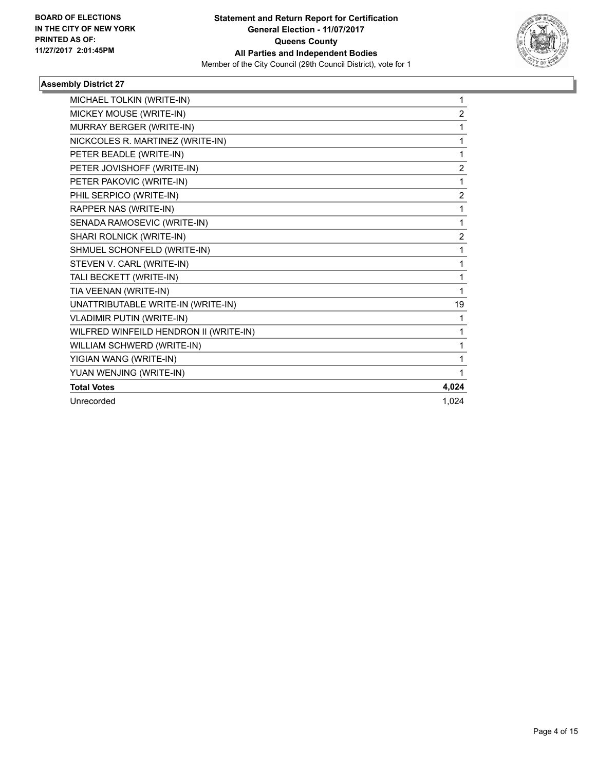BOARD OF ELECTIONS
IN THE CITY OF NEW YORK
PRINTED AS OF:
11/27/2017 2:01:45PM

**Statement and Return Report for Certification**
**General Election - 11/07/2017**
**Queens County**
**All Parties and Independent Bodies**
Member of the City Council (29th Council District), vote for 1

### Assembly District 27

| | |
|---|---|
| MICHAEL TOLKIN (WRITE-IN) | 1 |
| MICKEY MOUSE (WRITE-IN) | 2 |
| MURRAY BERGER (WRITE-IN) | 1 |
| NICKCOLES R. MARTINEZ (WRITE-IN) | 1 |
| PETER BEADLE (WRITE-IN) | 1 |
| PETER JOVISHOFF (WRITE-IN) | 2 |
| PETER PAKOVIC (WRITE-IN) | 1 |
| PHIL SERPICO (WRITE-IN) | 2 |
| RAPPER NAS (WRITE-IN) | 1 |
| SENADA RAMOSEVIC (WRITE-IN) | 1 |
| SHARI ROLNICK (WRITE-IN) | 2 |
| SHMUEL SCHONFELD (WRITE-IN) | 1 |
| STEVEN V. CARL (WRITE-IN) | 1 |
| TALI BECKETT (WRITE-IN) | 1 |
| TIA VEENAN (WRITE-IN) | 1 |
| UNATTRIBUTABLE WRITE-IN (WRITE-IN) | 19 |
| VLADIMIR PUTIN (WRITE-IN) | 1 |
| WILFRED WINFEILD HENDRON II (WRITE-IN) | 1 |
| WILLIAM SCHWERD (WRITE-IN) | 1 |
| YIGIAN WANG (WRITE-IN) | 1 |
| YUAN WENJING (WRITE-IN) | 1 |
| **Total Votes** | **4,024** |
| Unrecorded | 1,024 |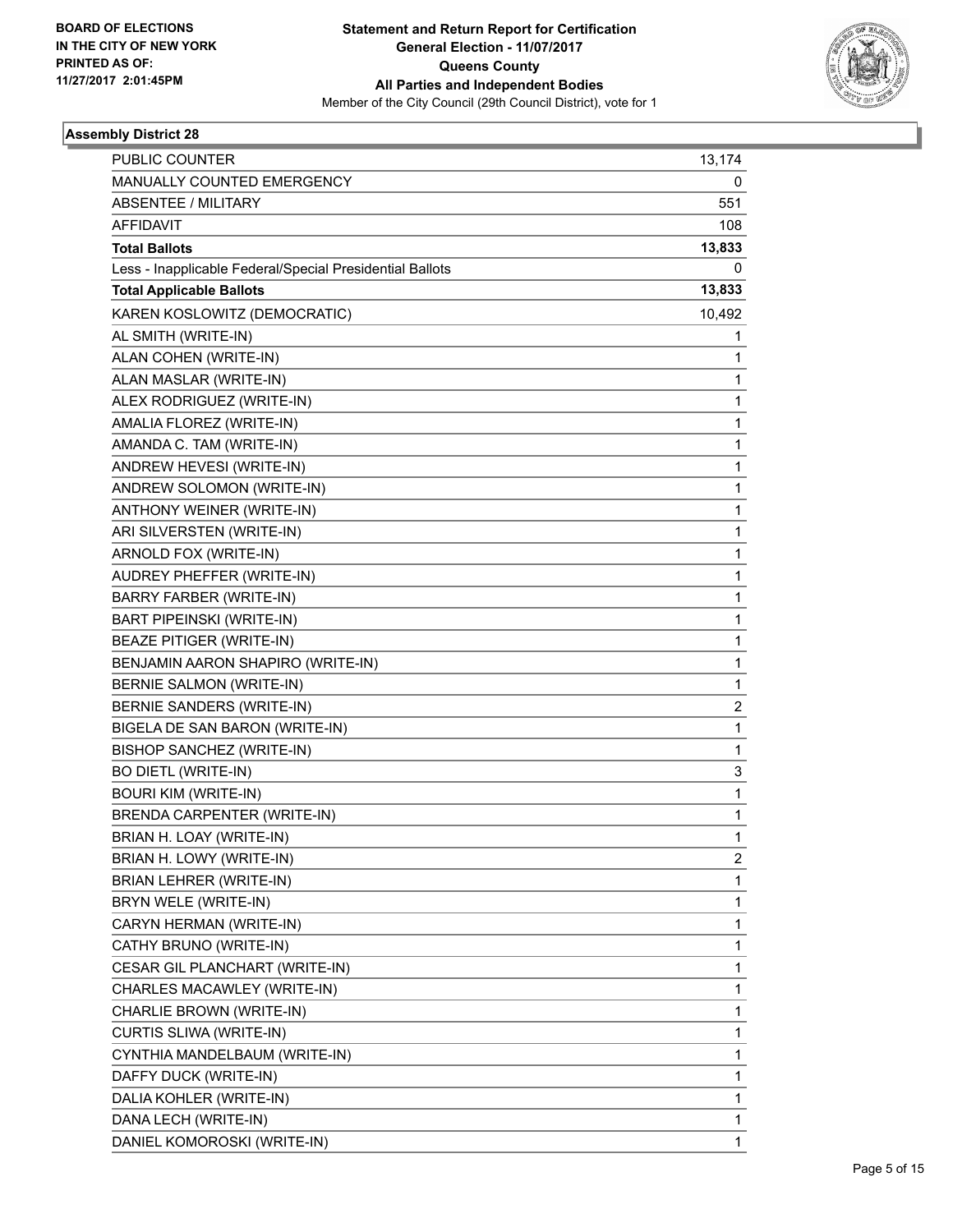BOARD OF ELECTIONS
IN THE CITY OF NEW YORK
PRINTED AS OF:
11/27/2017 2:01:45PM

**Statement and Return Report for Certification**
**General Election - 11/07/2017**
**Queens County**
**All Parties and Independent Bodies**
Member of the City Council (29th Council District), vote for 1

### Assembly District 28

| | |
|---|---|
| PUBLIC COUNTER | 13,174 |
| MANUALLY COUNTED EMERGENCY | 0 |
| ABSENTEE / MILITARY | 551 |
| AFFIDAVIT | 108 |
| **Total Ballots** | **13,833** |
| Less - Inapplicable Federal/Special Presidential Ballots | 0 |
| **Total Applicable Ballots** | **13,833** |
| KAREN KOSLOWITZ (DEMOCRATIC) | 10,492 |
| AL SMITH (WRITE-IN) | 1 |
| ALAN COHEN (WRITE-IN) | 1 |
| ALAN MASLAR (WRITE-IN) | 1 |
| ALEX RODRIGUEZ (WRITE-IN) | 1 |
| AMALIA FLOREZ (WRITE-IN) | 1 |
| AMANDA C. TAM (WRITE-IN) | 1 |
| ANDREW HEVESI (WRITE-IN) | 1 |
| ANDREW SOLOMON (WRITE-IN) | 1 |
| ANTHONY WEINER (WRITE-IN) | 1 |
| ARI SILVERSTEN (WRITE-IN) | 1 |
| ARNOLD FOX (WRITE-IN) | 1 |
| AUDREY PHEFFER (WRITE-IN) | 1 |
| BARRY FARBER (WRITE-IN) | 1 |
| BART PIPEINSKI (WRITE-IN) | 1 |
| BEAZE PITIGER (WRITE-IN) | 1 |
| BENJAMIN AARON SHAPIRO (WRITE-IN) | 1 |
| BERNIE SALMON (WRITE-IN) | 1 |
| BERNIE SANDERS (WRITE-IN) | 2 |
| BIGELA DE SAN BARON (WRITE-IN) | 1 |
| BISHOP SANCHEZ (WRITE-IN) | 1 |
| BO DIETL (WRITE-IN) | 3 |
| BOURI KIM (WRITE-IN) | 1 |
| BRENDA CARPENTER (WRITE-IN) | 1 |
| BRIAN H. LOAY (WRITE-IN) | 1 |
| BRIAN H. LOWY (WRITE-IN) | 2 |
| BRIAN LEHRER (WRITE-IN) | 1 |
| BRYN WELE (WRITE-IN) | 1 |
| CARYN HERMAN (WRITE-IN) | 1 |
| CATHY BRUNO (WRITE-IN) | 1 |
| CESAR GIL PLANCHART (WRITE-IN) | 1 |
| CHARLES MACAWLEY (WRITE-IN) | 1 |
| CHARLIE BROWN (WRITE-IN) | 1 |
| CURTIS SLIWA (WRITE-IN) | 1 |
| CYNTHIA MANDELBAUM (WRITE-IN) | 1 |
| DAFFY DUCK (WRITE-IN) | 1 |
| DALIA KOHLER (WRITE-IN) | 1 |
| DANA LECH (WRITE-IN) | 1 |
| DANIEL KOMOROSKI (WRITE-IN) | 1 |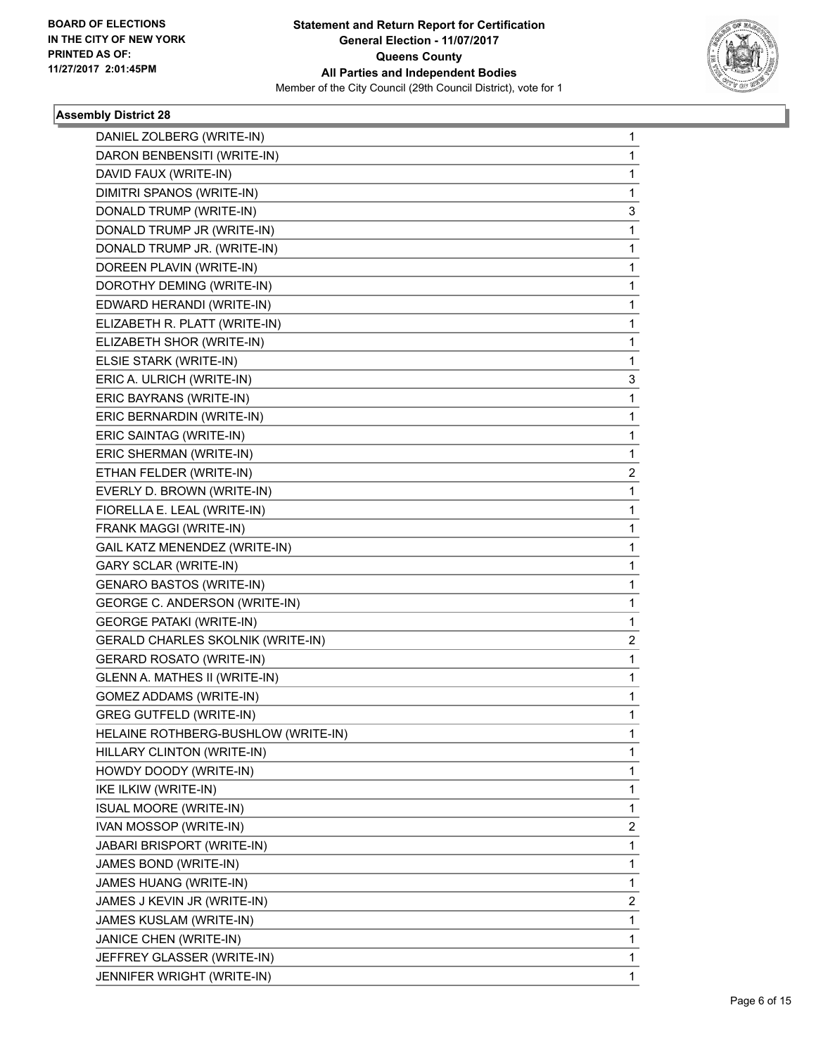BOARD OF ELECTIONS
IN THE CITY OF NEW YORK
PRINTED AS OF:
11/27/2017 2:01:45PM

**Statement and Return Report for Certification**
**General Election - 11/07/2017**
**Queens County**
**All Parties and Independent Bodies**
Member of the City Council (29th Council District), vote for 1

### Assembly District 28

| Candidate | Votes |
|---|---|
| DANIEL ZOLBERG (WRITE-IN) | 1 |
| DARON BENBENSITI (WRITE-IN) | 1 |
| DAVID FAUX (WRITE-IN) | 1 |
| DIMITRI SPANOS (WRITE-IN) | 1 |
| DONALD TRUMP (WRITE-IN) | 3 |
| DONALD TRUMP JR (WRITE-IN) | 1 |
| DONALD TRUMP JR. (WRITE-IN) | 1 |
| DOREEN PLAVIN (WRITE-IN) | 1 |
| DOROTHY DEMING (WRITE-IN) | 1 |
| EDWARD HERANDI (WRITE-IN) | 1 |
| ELIZABETH R. PLATT (WRITE-IN) | 1 |
| ELIZABETH SHOR (WRITE-IN) | 1 |
| ELSIE STARK (WRITE-IN) | 1 |
| ERIC A. ULRICH (WRITE-IN) | 3 |
| ERIC BAYRANS (WRITE-IN) | 1 |
| ERIC BERNARDIN (WRITE-IN) | 1 |
| ERIC SAINTAG (WRITE-IN) | 1 |
| ERIC SHERMAN (WRITE-IN) | 1 |
| ETHAN FELDER (WRITE-IN) | 2 |
| EVERLY D. BROWN (WRITE-IN) | 1 |
| FIORELLA E. LEAL (WRITE-IN) | 1 |
| FRANK MAGGI (WRITE-IN) | 1 |
| GAIL KATZ MENENDEZ (WRITE-IN) | 1 |
| GARY SCLAR (WRITE-IN) | 1 |
| GENARO BASTOS (WRITE-IN) | 1 |
| GEORGE C. ANDERSON (WRITE-IN) | 1 |
| GEORGE PATAKI (WRITE-IN) | 1 |
| GERALD CHARLES SKOLNIK (WRITE-IN) | 2 |
| GERARD ROSATO (WRITE-IN) | 1 |
| GLENN A. MATHES II (WRITE-IN) | 1 |
| GOMEZ ADDAMS (WRITE-IN) | 1 |
| GREG GUTFELD (WRITE-IN) | 1 |
| HELAINE ROTHBERG-BUSHLOW (WRITE-IN) | 1 |
| HILLARY CLINTON (WRITE-IN) | 1 |
| HOWDY DOODY (WRITE-IN) | 1 |
| IKE ILKIW (WRITE-IN) | 1 |
| ISUAL MOORE (WRITE-IN) | 1 |
| IVAN MOSSOP (WRITE-IN) | 2 |
| JABARI BRISPORT (WRITE-IN) | 1 |
| JAMES BOND (WRITE-IN) | 1 |
| JAMES HUANG (WRITE-IN) | 1 |
| JAMES J KEVIN JR (WRITE-IN) | 2 |
| JAMES KUSLAM (WRITE-IN) | 1 |
| JANICE CHEN (WRITE-IN) | 1 |
| JEFFREY GLASSER (WRITE-IN) | 1 |
| JENNIFER WRIGHT (WRITE-IN) | 1 |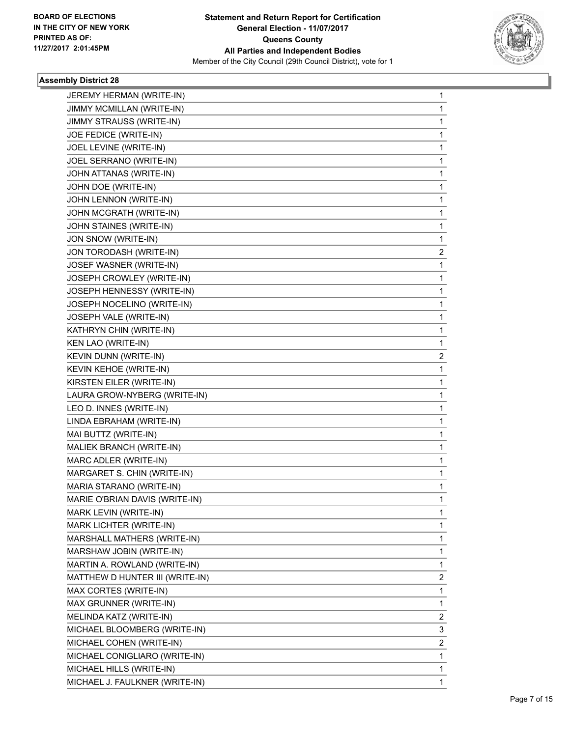**BOARD OF ELECTIONS IN THE CITY OF NEW YORK PRINTED AS OF: 11/27/2017 2:01:45PM**

**Statement and Return Report for Certification General Election - 11/07/2017 Queens County All Parties and Independent Bodies**

Member of the City Council (29th Council District), vote for 1

### Assembly District 28

| | |
|---|---|
| JEREMY HERMAN (WRITE-IN) | 1 |
| JIMMY MCMILLAN (WRITE-IN) | 1 |
| JIMMY STRAUSS (WRITE-IN) | 1 |
| JOE FEDICE (WRITE-IN) | 1 |
| JOEL LEVINE (WRITE-IN) | 1 |
| JOEL SERRANO (WRITE-IN) | 1 |
| JOHN ATTANAS (WRITE-IN) | 1 |
| JOHN DOE (WRITE-IN) | 1 |
| JOHN LENNON (WRITE-IN) | 1 |
| JOHN MCGRATH (WRITE-IN) | 1 |
| JOHN STAINES (WRITE-IN) | 1 |
| JON SNOW (WRITE-IN) | 1 |
| JON TORODASH (WRITE-IN) | 2 |
| JOSEF WASNER (WRITE-IN) | 1 |
| JOSEPH CROWLEY (WRITE-IN) | 1 |
| JOSEPH HENNESSY (WRITE-IN) | 1 |
| JOSEPH NOCELINO (WRITE-IN) | 1 |
| JOSEPH VALE (WRITE-IN) | 1 |
| KATHRYN CHIN (WRITE-IN) | 1 |
| KEN LAO (WRITE-IN) | 1 |
| KEVIN DUNN (WRITE-IN) | 2 |
| KEVIN KEHOE (WRITE-IN) | 1 |
| KIRSTEN EILER (WRITE-IN) | 1 |
| LAURA GROW-NYBERG (WRITE-IN) | 1 |
| LEO D. INNES (WRITE-IN) | 1 |
| LINDA EBRAHAM (WRITE-IN) | 1 |
| MAI BUTTZ (WRITE-IN) | 1 |
| MALIEK BRANCH (WRITE-IN) | 1 |
| MARC ADLER (WRITE-IN) | 1 |
| MARGARET S. CHIN (WRITE-IN) | 1 |
| MARIA STARANO (WRITE-IN) | 1 |
| MARIE O'BRIAN DAVIS (WRITE-IN) | 1 |
| MARK LEVIN (WRITE-IN) | 1 |
| MARK LICHTER (WRITE-IN) | 1 |
| MARSHALL MATHERS (WRITE-IN) | 1 |
| MARSHAW JOBIN (WRITE-IN) | 1 |
| MARTIN A. ROWLAND (WRITE-IN) | 1 |
| MATTHEW D HUNTER III (WRITE-IN) | 2 |
| MAX CORTES (WRITE-IN) | 1 |
| MAX GRUNNER (WRITE-IN) | 1 |
| MELINDA KATZ (WRITE-IN) | 2 |
| MICHAEL BLOOMBERG (WRITE-IN) | 3 |
| MICHAEL COHEN (WRITE-IN) | 2 |
| MICHAEL CONIGLIARO (WRITE-IN) | 1 |
| MICHAEL HILLS (WRITE-IN) | 1 |
| MICHAEL J. FAULKNER (WRITE-IN) | 1 |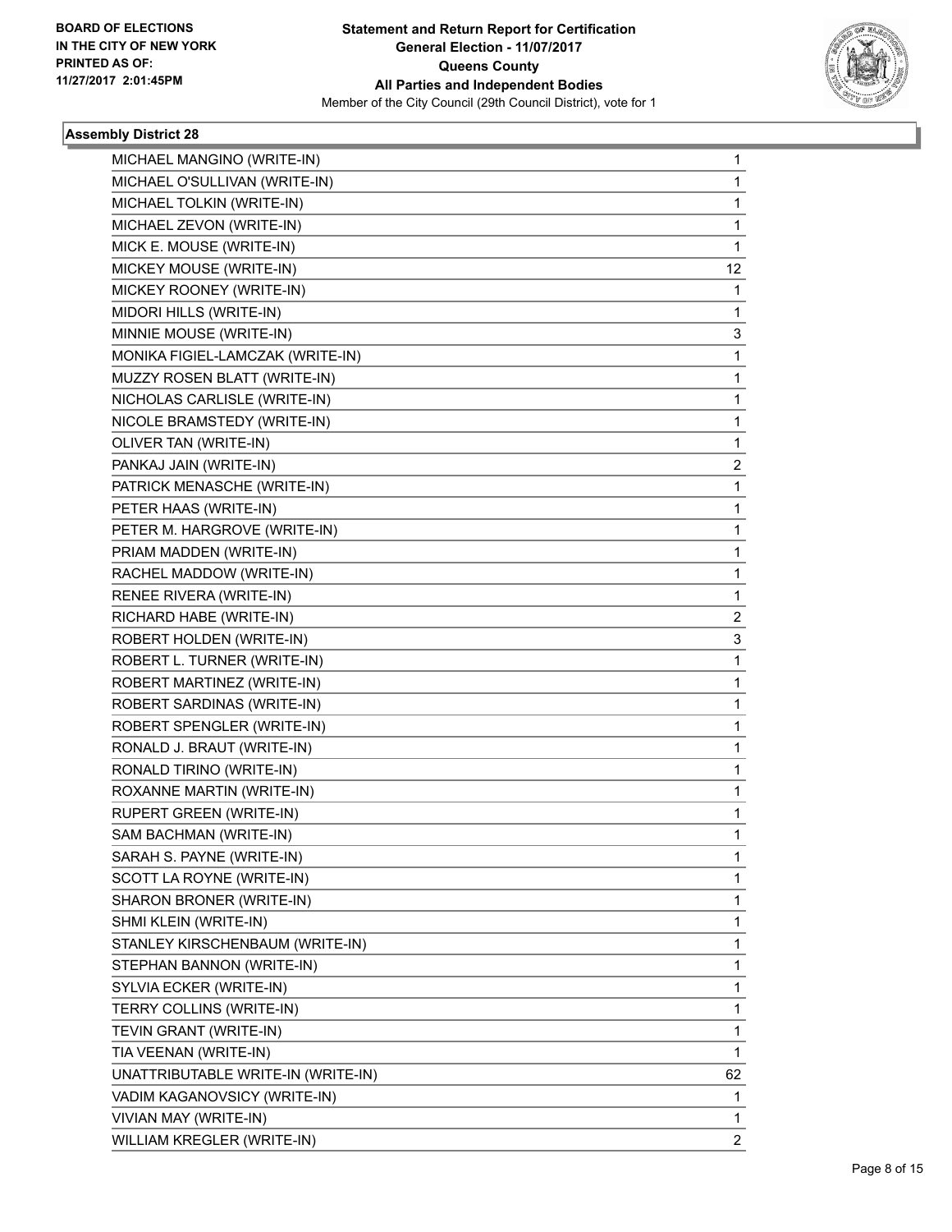**BOARD OF ELECTIONS IN THE CITY OF NEW YORK PRINTED AS OF: 11/27/2017 2:01:45PM**

**Statement and Return Report for Certification General Election - 11/07/2017 Queens County All Parties and Independent Bodies**

Member of the City Council (29th Council District), vote for 1

### Assembly District 28

| | |
|---|---|
| MICHAEL MANGINO (WRITE-IN) | 1 |
| MICHAEL O'SULLIVAN (WRITE-IN) | 1 |
| MICHAEL TOLKIN (WRITE-IN) | 1 |
| MICHAEL ZEVON (WRITE-IN) | 1 |
| MICK E. MOUSE (WRITE-IN) | 1 |
| MICKEY MOUSE (WRITE-IN) | 12 |
| MICKEY ROONEY (WRITE-IN) | 1 |
| MIDORI HILLS (WRITE-IN) | 1 |
| MINNIE MOUSE (WRITE-IN) | 3 |
| MONIKA FIGIEL-LAMCZAK (WRITE-IN) | 1 |
| MUZZY ROSEN BLATT (WRITE-IN) | 1 |
| NICHOLAS CARLISLE (WRITE-IN) | 1 |
| NICOLE BRAMSTEDY (WRITE-IN) | 1 |
| OLIVER TAN (WRITE-IN) | 1 |
| PANKAJ JAIN (WRITE-IN) | 2 |
| PATRICK MENASCHE (WRITE-IN) | 1 |
| PETER HAAS (WRITE-IN) | 1 |
| PETER M. HARGROVE (WRITE-IN) | 1 |
| PRIAM MADDEN (WRITE-IN) | 1 |
| RACHEL MADDOW (WRITE-IN) | 1 |
| RENEE RIVERA (WRITE-IN) | 1 |
| RICHARD HABE (WRITE-IN) | 2 |
| ROBERT HOLDEN (WRITE-IN) | 3 |
| ROBERT L. TURNER (WRITE-IN) | 1 |
| ROBERT MARTINEZ (WRITE-IN) | 1 |
| ROBERT SARDINAS (WRITE-IN) | 1 |
| ROBERT SPENGLER (WRITE-IN) | 1 |
| RONALD J. BRAUT (WRITE-IN) | 1 |
| RONALD TIRINO (WRITE-IN) | 1 |
| ROXANNE MARTIN (WRITE-IN) | 1 |
| RUPERT GREEN (WRITE-IN) | 1 |
| SAM BACHMAN (WRITE-IN) | 1 |
| SARAH S. PAYNE (WRITE-IN) | 1 |
| SCOTT LA ROYNE (WRITE-IN) | 1 |
| SHARON BRONER (WRITE-IN) | 1 |
| SHMI KLEIN (WRITE-IN) | 1 |
| STANLEY KIRSCHENBAUM (WRITE-IN) | 1 |
| STEPHAN BANNON (WRITE-IN) | 1 |
| SYLVIA ECKER (WRITE-IN) | 1 |
| TERRY COLLINS (WRITE-IN) | 1 |
| TEVIN GRANT (WRITE-IN) | 1 |
| TIA VEENAN (WRITE-IN) | 1 |
| UNATTRIBUTABLE WRITE-IN (WRITE-IN) | 62 |
| VADIM KAGANOVSICY (WRITE-IN) | 1 |
| VIVIAN MAY (WRITE-IN) | 1 |
| WILLIAM KREGLER (WRITE-IN) | 2 |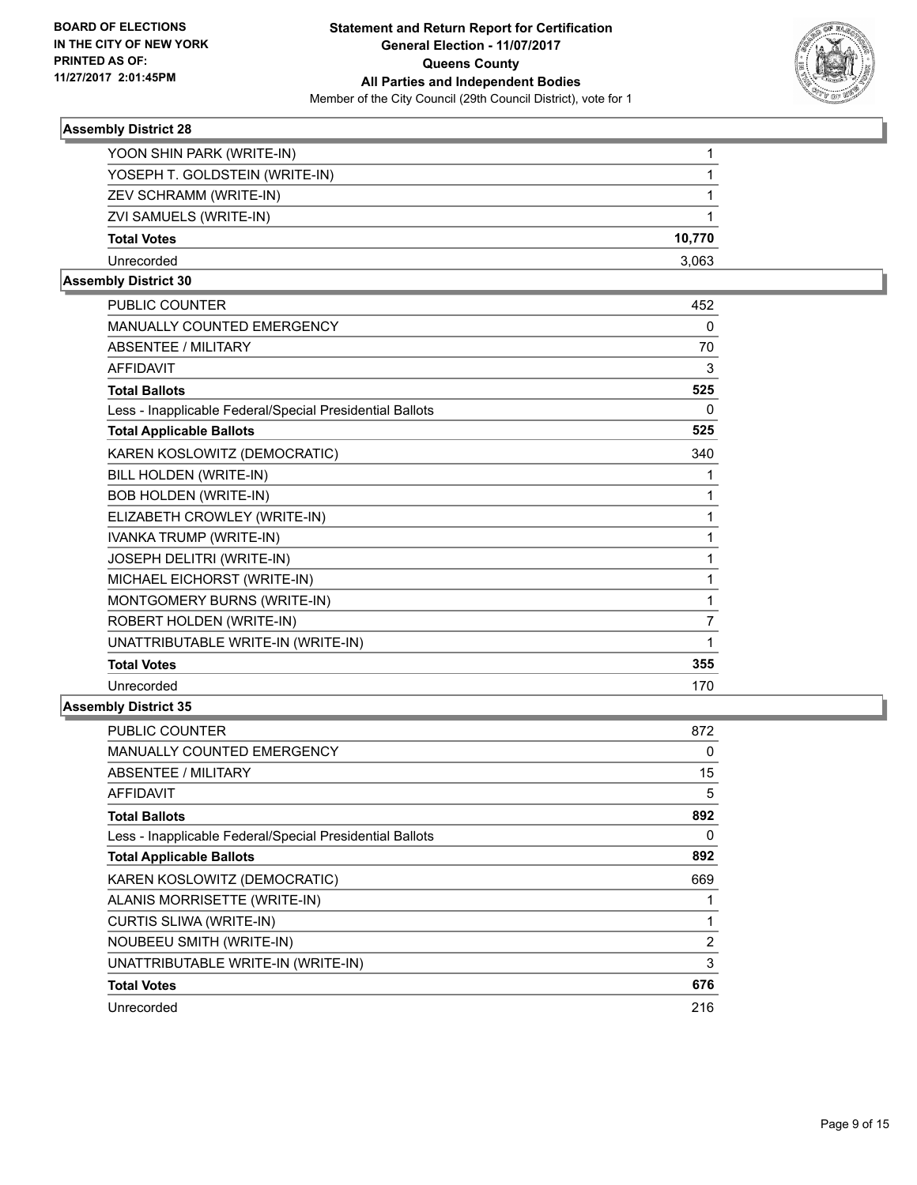**BOARD OF ELECTIONS IN THE CITY OF NEW YORK PRINTED AS OF: 11/27/2017 2:01:45PM**

**Statement and Return Report for Certification**
**General Election - 11/07/2017**
**Queens County**
**All Parties and Independent Bodies**
Member of the City Council (29th Council District), vote for 1

### Assembly District 28

| | |
|---|---|
| YOON SHIN PARK (WRITE-IN) | 1 |
| YOSEPH T. GOLDSTEIN (WRITE-IN) | 1 |
| ZEV SCHRAMM (WRITE-IN) | 1 |
| ZVI SAMUELS (WRITE-IN) | 1 |
| **Total Votes** | **10,770** |
| Unrecorded | 3,063 |

### Assembly District 30

| | |
|---|---|
| PUBLIC COUNTER | 452 |
| MANUALLY COUNTED EMERGENCY | 0 |
| ABSENTEE / MILITARY | 70 |
| AFFIDAVIT | 3 |
| **Total Ballots** | **525** |
| Less - Inapplicable Federal/Special Presidential Ballots | 0 |
| **Total Applicable Ballots** | **525** |
| KAREN KOSLOWITZ (DEMOCRATIC) | 340 |
| BILL HOLDEN (WRITE-IN) | 1 |
| BOB HOLDEN (WRITE-IN) | 1 |
| ELIZABETH CROWLEY (WRITE-IN) | 1 |
| IVANKA TRUMP (WRITE-IN) | 1 |
| JOSEPH DELITRI (WRITE-IN) | 1 |
| MICHAEL EICHORST (WRITE-IN) | 1 |
| MONTGOMERY BURNS (WRITE-IN) | 1 |
| ROBERT HOLDEN (WRITE-IN) | 7 |
| UNATTRIBUTABLE WRITE-IN (WRITE-IN) | 1 |
| **Total Votes** | **355** |
| Unrecorded | 170 |

### Assembly District 35

| | |
|---|---|
| PUBLIC COUNTER | 872 |
| MANUALLY COUNTED EMERGENCY | 0 |
| ABSENTEE / MILITARY | 15 |
| AFFIDAVIT | 5 |
| **Total Ballots** | **892** |
| Less - Inapplicable Federal/Special Presidential Ballots | 0 |
| **Total Applicable Ballots** | **892** |
| KAREN KOSLOWITZ (DEMOCRATIC) | 669 |
| ALANIS MORRISETTE (WRITE-IN) | 1 |
| CURTIS SLIWA (WRITE-IN) | 1 |
| NOUBEEU SMITH (WRITE-IN) | 2 |
| UNATTRIBUTABLE WRITE-IN (WRITE-IN) | 3 |
| **Total Votes** | **676** |
| Unrecorded | 216 |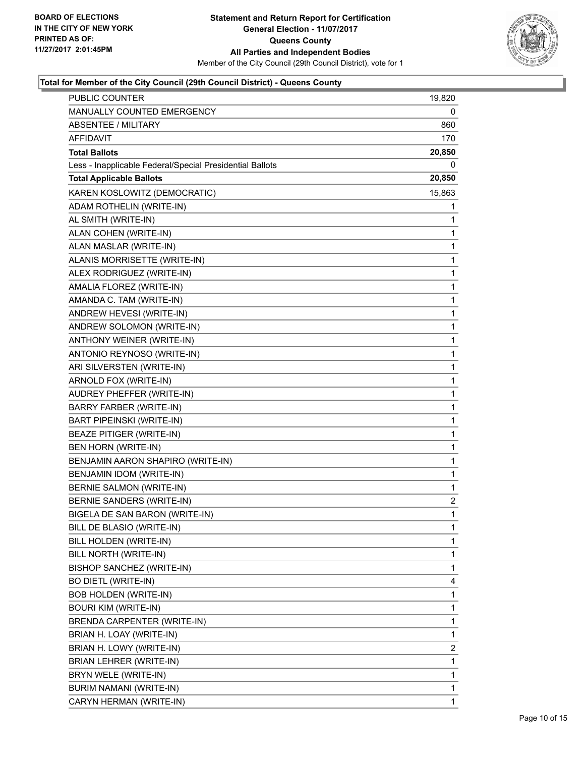BOARD OF ELECTIONS
IN THE CITY OF NEW YORK
PRINTED AS OF:
11/27/2017 2:01:45PM

**Statement and Return Report for Certification**
**General Election - 11/07/2017**
**Queens County**
**All Parties and Independent Bodies**
Member of the City Council (29th Council District), vote for 1

### Total for Member of the City Council (29th Council District) - Queens County

| | |
|---|---|
| PUBLIC COUNTER | 19,820 |
| MANUALLY COUNTED EMERGENCY | 0 |
| ABSENTEE / MILITARY | 860 |
| AFFIDAVIT | 170 |
| **Total Ballots** | **20,850** |
| Less - Inapplicable Federal/Special Presidential Ballots | 0 |
| **Total Applicable Ballots** | **20,850** |
| KAREN KOSLOWITZ (DEMOCRATIC) | 15,863 |
| ADAM ROTHELIN (WRITE-IN) | 1 |
| AL SMITH (WRITE-IN) | 1 |
| ALAN COHEN (WRITE-IN) | 1 |
| ALAN MASLAR (WRITE-IN) | 1 |
| ALANIS MORRISETTE (WRITE-IN) | 1 |
| ALEX RODRIGUEZ (WRITE-IN) | 1 |
| AMALIA FLOREZ (WRITE-IN) | 1 |
| AMANDA C. TAM (WRITE-IN) | 1 |
| ANDREW HEVESI (WRITE-IN) | 1 |
| ANDREW SOLOMON (WRITE-IN) | 1 |
| ANTHONY WEINER (WRITE-IN) | 1 |
| ANTONIO REYNOSO (WRITE-IN) | 1 |
| ARI SILVERSTEN (WRITE-IN) | 1 |
| ARNOLD FOX (WRITE-IN) | 1 |
| AUDREY PHEFFER (WRITE-IN) | 1 |
| BARRY FARBER (WRITE-IN) | 1 |
| BART PIPEINSKI (WRITE-IN) | 1 |
| BEAZE PITIGER (WRITE-IN) | 1 |
| BEN HORN (WRITE-IN) | 1 |
| BENJAMIN AARON SHAPIRO (WRITE-IN) | 1 |
| BENJAMIN IDOM (WRITE-IN) | 1 |
| BERNIE SALMON (WRITE-IN) | 1 |
| BERNIE SANDERS (WRITE-IN) | 2 |
| BIGELA DE SAN BARON (WRITE-IN) | 1 |
| BILL DE BLASIO (WRITE-IN) | 1 |
| BILL HOLDEN (WRITE-IN) | 1 |
| BILL NORTH (WRITE-IN) | 1 |
| BISHOP SANCHEZ (WRITE-IN) | 1 |
| BO DIETL (WRITE-IN) | 4 |
| BOB HOLDEN (WRITE-IN) | 1 |
| BOURI KIM (WRITE-IN) | 1 |
| BRENDA CARPENTER (WRITE-IN) | 1 |
| BRIAN H. LOAY (WRITE-IN) | 1 |
| BRIAN H. LOWY (WRITE-IN) | 2 |
| BRIAN LEHRER (WRITE-IN) | 1 |
| BRYN WELE (WRITE-IN) | 1 |
| BURIM NAMANI (WRITE-IN) | 1 |
| CARYN HERMAN (WRITE-IN) | 1 |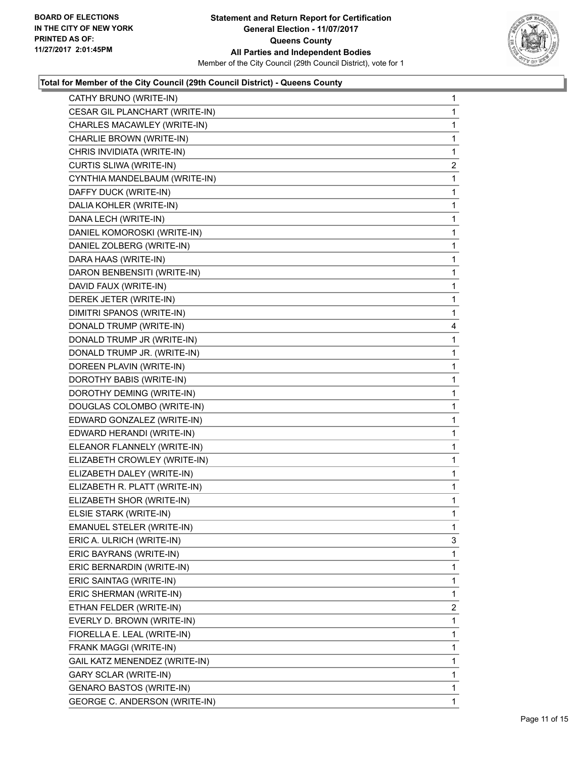### Total for Member of the City Council (29th Council District) - Queens County

| | |
|---|---|
| CATHY BRUNO (WRITE-IN) | 1 |
| CESAR GIL PLANCHART (WRITE-IN) | 1 |
| CHARLES MACAWLEY (WRITE-IN) | 1 |
| CHARLIE BROWN (WRITE-IN) | 1 |
| CHRIS INVIDIATA (WRITE-IN) | 1 |
| CURTIS SLIWA (WRITE-IN) | 2 |
| CYNTHIA MANDELBAUM (WRITE-IN) | 1 |
| DAFFY DUCK (WRITE-IN) | 1 |
| DALIA KOHLER (WRITE-IN) | 1 |
| DANA LECH (WRITE-IN) | 1 |
| DANIEL KOMOROSKI (WRITE-IN) | 1 |
| DANIEL ZOLBERG (WRITE-IN) | 1 |
| DARA HAAS (WRITE-IN) | 1 |
| DARON BENBENSITI (WRITE-IN) | 1 |
| DAVID FAUX (WRITE-IN) | 1 |
| DEREK JETER (WRITE-IN) | 1 |
| DIMITRI SPANOS (WRITE-IN) | 1 |
| DONALD TRUMP (WRITE-IN) | 4 |
| DONALD TRUMP JR (WRITE-IN) | 1 |
| DONALD TRUMP JR. (WRITE-IN) | 1 |
| DOREEN PLAVIN (WRITE-IN) | 1 |
| DOROTHY BABIS (WRITE-IN) | 1 |
| DOROTHY DEMING (WRITE-IN) | 1 |
| DOUGLAS COLOMBO (WRITE-IN) | 1 |
| EDWARD GONZALEZ (WRITE-IN) | 1 |
| EDWARD HERANDI (WRITE-IN) | 1 |
| ELEANOR FLANNELY (WRITE-IN) | 1 |
| ELIZABETH CROWLEY (WRITE-IN) | 1 |
| ELIZABETH DALEY (WRITE-IN) | 1 |
| ELIZABETH R. PLATT (WRITE-IN) | 1 |
| ELIZABETH SHOR (WRITE-IN) | 1 |
| ELSIE STARK (WRITE-IN) | 1 |
| EMANUEL STELER (WRITE-IN) | 1 |
| ERIC A. ULRICH (WRITE-IN) | 3 |
| ERIC BAYRANS (WRITE-IN) | 1 |
| ERIC BERNARDIN (WRITE-IN) | 1 |
| ERIC SAINTAG (WRITE-IN) | 1 |
| ERIC SHERMAN (WRITE-IN) | 1 |
| ETHAN FELDER (WRITE-IN) | 2 |
| EVERLY D. BROWN (WRITE-IN) | 1 |
| FIORELLA E. LEAL (WRITE-IN) | 1 |
| FRANK MAGGI (WRITE-IN) | 1 |
| GAIL KATZ MENENDEZ (WRITE-IN) | 1 |
| GARY SCLAR (WRITE-IN) | 1 |
| GENARO BASTOS (WRITE-IN) | 1 |
| GEORGE C. ANDERSON (WRITE-IN) | 1 |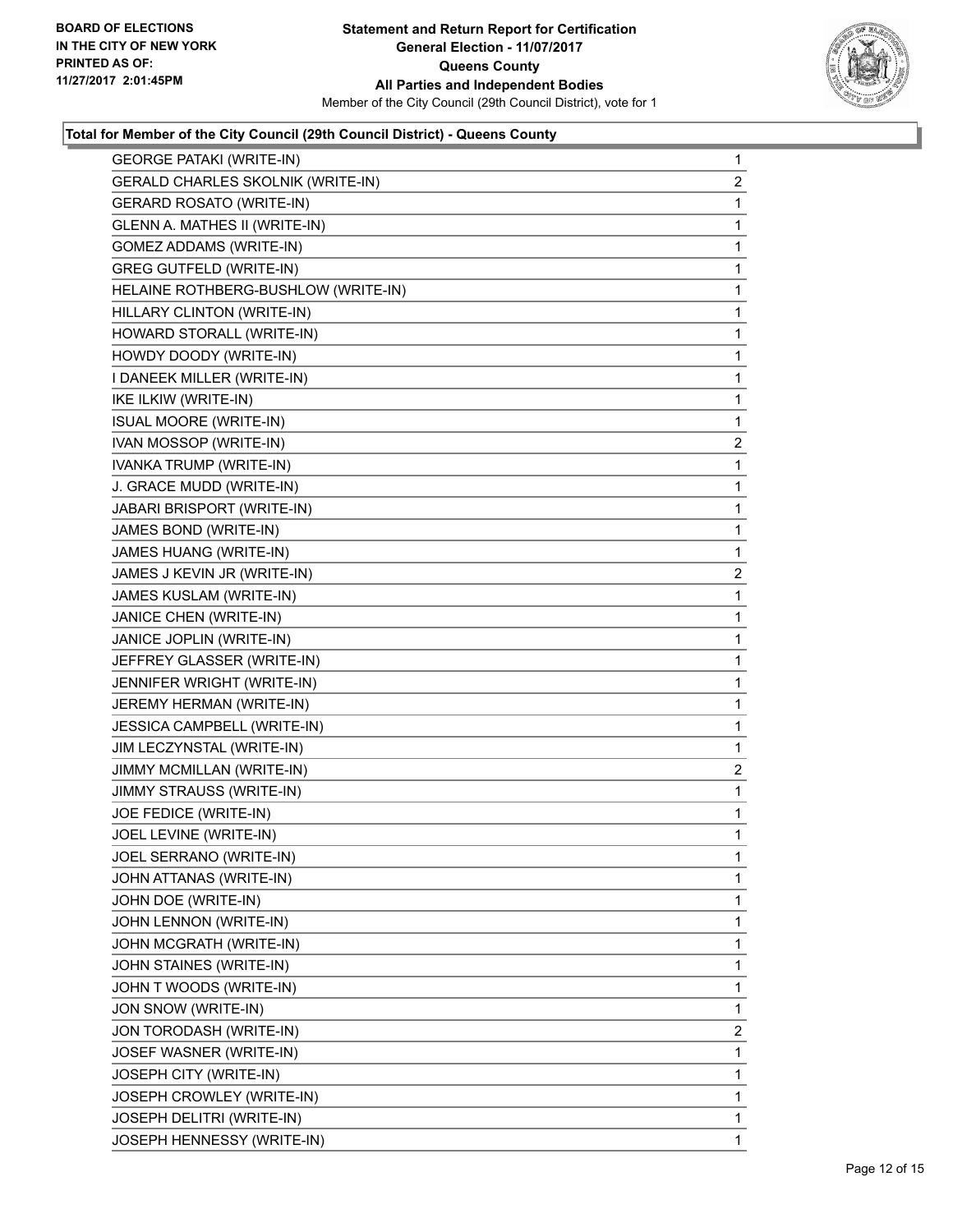**BOARD OF ELECTIONS IN THE CITY OF NEW YORK PRINTED AS OF: 11/27/2017 2:01:45PM**

**Statement and Return Report for Certification General Election - 11/07/2017 Queens County All Parties and Independent Bodies**

Member of the City Council (29th Council District), vote for 1

**Total for Member of the City Council (29th Council District) - Queens County**

| | |
|---|---|
| GEORGE PATAKI (WRITE-IN) | 1 |
| GERALD CHARLES SKOLNIK (WRITE-IN) | 2 |
| GERARD ROSATO (WRITE-IN) | 1 |
| GLENN A. MATHES II (WRITE-IN) | 1 |
| GOMEZ ADDAMS (WRITE-IN) | 1 |
| GREG GUTFELD (WRITE-IN) | 1 |
| HELAINE ROTHBERG-BUSHLOW (WRITE-IN) | 1 |
| HILLARY CLINTON (WRITE-IN) | 1 |
| HOWARD STORALL (WRITE-IN) | 1 |
| HOWDY DOODY (WRITE-IN) | 1 |
| I DANEEK MILLER (WRITE-IN) | 1 |
| IKE ILKIW (WRITE-IN) | 1 |
| ISUAL MOORE (WRITE-IN) | 1 |
| IVAN MOSSOP (WRITE-IN) | 2 |
| IVANKA TRUMP (WRITE-IN) | 1 |
| J. GRACE MUDD (WRITE-IN) | 1 |
| JABARI BRISPORT (WRITE-IN) | 1 |
| JAMES BOND (WRITE-IN) | 1 |
| JAMES HUANG (WRITE-IN) | 1 |
| JAMES J KEVIN JR (WRITE-IN) | 2 |
| JAMES KUSLAM (WRITE-IN) | 1 |
| JANICE CHEN (WRITE-IN) | 1 |
| JANICE JOPLIN (WRITE-IN) | 1 |
| JEFFREY GLASSER (WRITE-IN) | 1 |
| JENNIFER WRIGHT (WRITE-IN) | 1 |
| JEREMY HERMAN (WRITE-IN) | 1 |
| JESSICA CAMPBELL (WRITE-IN) | 1 |
| JIM LECZYNSTAL (WRITE-IN) | 1 |
| JIMMY MCMILLAN (WRITE-IN) | 2 |
| JIMMY STRAUSS (WRITE-IN) | 1 |
| JOE FEDICE (WRITE-IN) | 1 |
| JOEL LEVINE (WRITE-IN) | 1 |
| JOEL SERRANO (WRITE-IN) | 1 |
| JOHN ATTANAS (WRITE-IN) | 1 |
| JOHN DOE (WRITE-IN) | 1 |
| JOHN LENNON (WRITE-IN) | 1 |
| JOHN MCGRATH (WRITE-IN) | 1 |
| JOHN STAINES (WRITE-IN) | 1 |
| JOHN T WOODS (WRITE-IN) | 1 |
| JON SNOW (WRITE-IN) | 1 |
| JON TORODASH (WRITE-IN) | 2 |
| JOSEF WASNER (WRITE-IN) | 1 |
| JOSEPH CITY (WRITE-IN) | 1 |
| JOSEPH CROWLEY (WRITE-IN) | 1 |
| JOSEPH DELITRI (WRITE-IN) | 1 |
| JOSEPH HENNESSY (WRITE-IN) | 1 |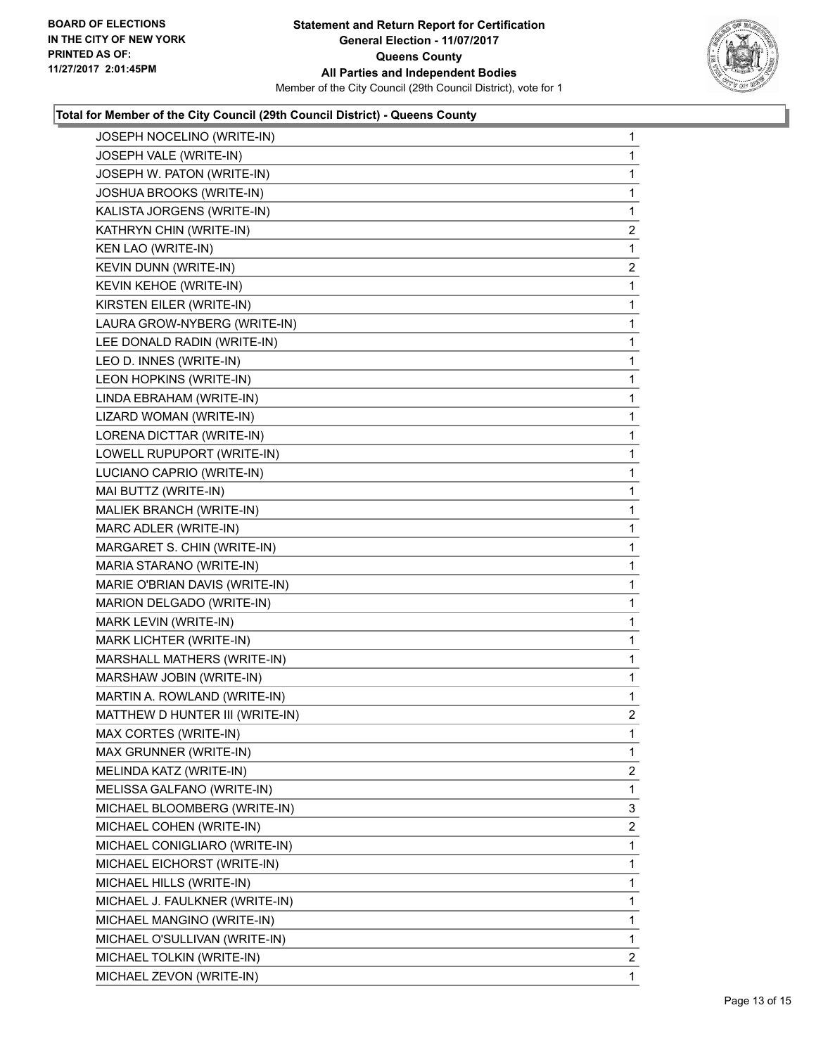**BOARD OF ELECTIONS IN THE CITY OF NEW YORK PRINTED AS OF: 11/27/2017 2:01:45PM**

**Statement and Return Report for Certification**
**General Election - 11/07/2017**
**Queens County**
**All Parties and Independent Bodies**
Member of the City Council (29th Council District), vote for 1

**Total for Member of the City Council (29th Council District) - Queens County**

| | |
|---|---|
| JOSEPH NOCELINO (WRITE-IN) | 1 |
| JOSEPH VALE (WRITE-IN) | 1 |
| JOSEPH W. PATON (WRITE-IN) | 1 |
| JOSHUA BROOKS (WRITE-IN) | 1 |
| KALISTA JORGENS (WRITE-IN) | 1 |
| KATHRYN CHIN (WRITE-IN) | 2 |
| KEN LAO (WRITE-IN) | 1 |
| KEVIN DUNN (WRITE-IN) | 2 |
| KEVIN KEHOE (WRITE-IN) | 1 |
| KIRSTEN EILER (WRITE-IN) | 1 |
| LAURA GROW-NYBERG (WRITE-IN) | 1 |
| LEE DONALD RADIN (WRITE-IN) | 1 |
| LEO D. INNES (WRITE-IN) | 1 |
| LEON HOPKINS (WRITE-IN) | 1 |
| LINDA EBRAHAM (WRITE-IN) | 1 |
| LIZARD WOMAN (WRITE-IN) | 1 |
| LORENA DICTTAR (WRITE-IN) | 1 |
| LOWELL RUPUPORT (WRITE-IN) | 1 |
| LUCIANO CAPRIO (WRITE-IN) | 1 |
| MAI BUTTZ (WRITE-IN) | 1 |
| MALIEK BRANCH (WRITE-IN) | 1 |
| MARC ADLER (WRITE-IN) | 1 |
| MARGARET S. CHIN (WRITE-IN) | 1 |
| MARIA STARANO (WRITE-IN) | 1 |
| MARIE O'BRIAN DAVIS (WRITE-IN) | 1 |
| MARION DELGADO (WRITE-IN) | 1 |
| MARK LEVIN (WRITE-IN) | 1 |
| MARK LICHTER (WRITE-IN) | 1 |
| MARSHALL MATHERS (WRITE-IN) | 1 |
| MARSHAW JOBIN (WRITE-IN) | 1 |
| MARTIN A. ROWLAND (WRITE-IN) | 1 |
| MATTHEW D HUNTER III (WRITE-IN) | 2 |
| MAX CORTES (WRITE-IN) | 1 |
| MAX GRUNNER (WRITE-IN) | 1 |
| MELINDA KATZ (WRITE-IN) | 2 |
| MELISSA GALFANO (WRITE-IN) | 1 |
| MICHAEL BLOOMBERG (WRITE-IN) | 3 |
| MICHAEL COHEN (WRITE-IN) | 2 |
| MICHAEL CONIGLIARO (WRITE-IN) | 1 |
| MICHAEL EICHORST (WRITE-IN) | 1 |
| MICHAEL HILLS (WRITE-IN) | 1 |
| MICHAEL J. FAULKNER (WRITE-IN) | 1 |
| MICHAEL MANGINO (WRITE-IN) | 1 |
| MICHAEL O'SULLIVAN (WRITE-IN) | 1 |
| MICHAEL TOLKIN (WRITE-IN) | 2 |
| MICHAEL ZEVON (WRITE-IN) | 1 |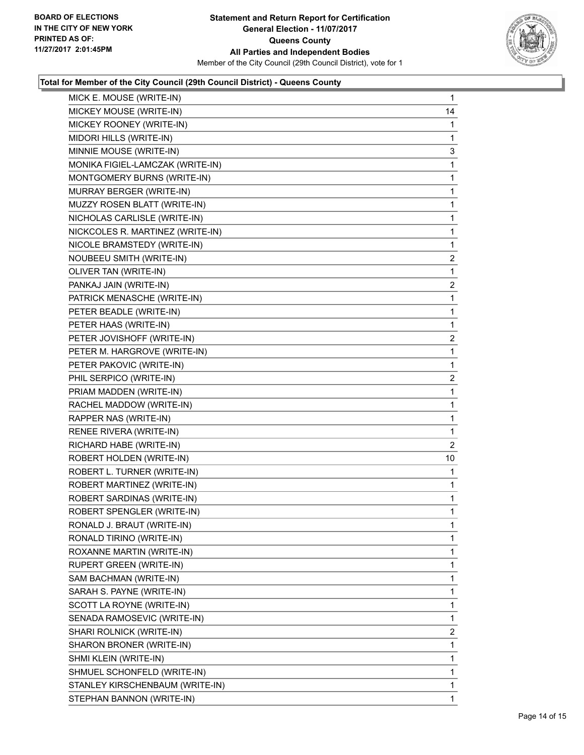BOARD OF ELECTIONS
IN THE CITY OF NEW YORK
PRINTED AS OF:
11/27/2017 2:01:45PM

**Statement and Return Report for Certification**
**General Election - 11/07/2017**
**Queens County**
**All Parties and Independent Bodies**
Member of the City Council (29th Council District), vote for 1

### Total for Member of the City Council (29th Council District) - Queens County

| | |
|---|---|
| MICK E. MOUSE (WRITE-IN) | 1 |
| MICKEY MOUSE (WRITE-IN) | 14 |
| MICKEY ROONEY (WRITE-IN) | 1 |
| MIDORI HILLS (WRITE-IN) | 1 |
| MINNIE MOUSE (WRITE-IN) | 3 |
| MONIKA FIGIEL-LAMCZAK (WRITE-IN) | 1 |
| MONTGOMERY BURNS (WRITE-IN) | 1 |
| MURRAY BERGER (WRITE-IN) | 1 |
| MUZZY ROSEN BLATT (WRITE-IN) | 1 |
| NICHOLAS CARLISLE (WRITE-IN) | 1 |
| NICKCOLES R. MARTINEZ (WRITE-IN) | 1 |
| NICOLE BRAMSTEDY (WRITE-IN) | 1 |
| NOUBEEU SMITH (WRITE-IN) | 2 |
| OLIVER TAN (WRITE-IN) | 1 |
| PANKAJ JAIN (WRITE-IN) | 2 |
| PATRICK MENASCHE (WRITE-IN) | 1 |
| PETER BEADLE (WRITE-IN) | 1 |
| PETER HAAS (WRITE-IN) | 1 |
| PETER JOVISHOFF (WRITE-IN) | 2 |
| PETER M. HARGROVE (WRITE-IN) | 1 |
| PETER PAKOVIC (WRITE-IN) | 1 |
| PHIL SERPICO (WRITE-IN) | 2 |
| PRIAM MADDEN (WRITE-IN) | 1 |
| RACHEL MADDOW (WRITE-IN) | 1 |
| RAPPER NAS (WRITE-IN) | 1 |
| RENEE RIVERA (WRITE-IN) | 1 |
| RICHARD HABE (WRITE-IN) | 2 |
| ROBERT HOLDEN (WRITE-IN) | 10 |
| ROBERT L. TURNER (WRITE-IN) | 1 |
| ROBERT MARTINEZ (WRITE-IN) | 1 |
| ROBERT SARDINAS (WRITE-IN) | 1 |
| ROBERT SPENGLER (WRITE-IN) | 1 |
| RONALD J. BRAUT (WRITE-IN) | 1 |
| RONALD TIRINO (WRITE-IN) | 1 |
| ROXANNE MARTIN (WRITE-IN) | 1 |
| RUPERT GREEN (WRITE-IN) | 1 |
| SAM BACHMAN (WRITE-IN) | 1 |
| SARAH S. PAYNE (WRITE-IN) | 1 |
| SCOTT LA ROYNE (WRITE-IN) | 1 |
| SENADA RAMOSEVIC (WRITE-IN) | 1 |
| SHARI ROLNICK (WRITE-IN) | 2 |
| SHARON BRONER (WRITE-IN) | 1 |
| SHMI KLEIN (WRITE-IN) | 1 |
| SHMUEL SCHONFELD (WRITE-IN) | 1 |
| STANLEY KIRSCHENBAUM (WRITE-IN) | 1 |
| STEPHAN BANNON (WRITE-IN) | 1 |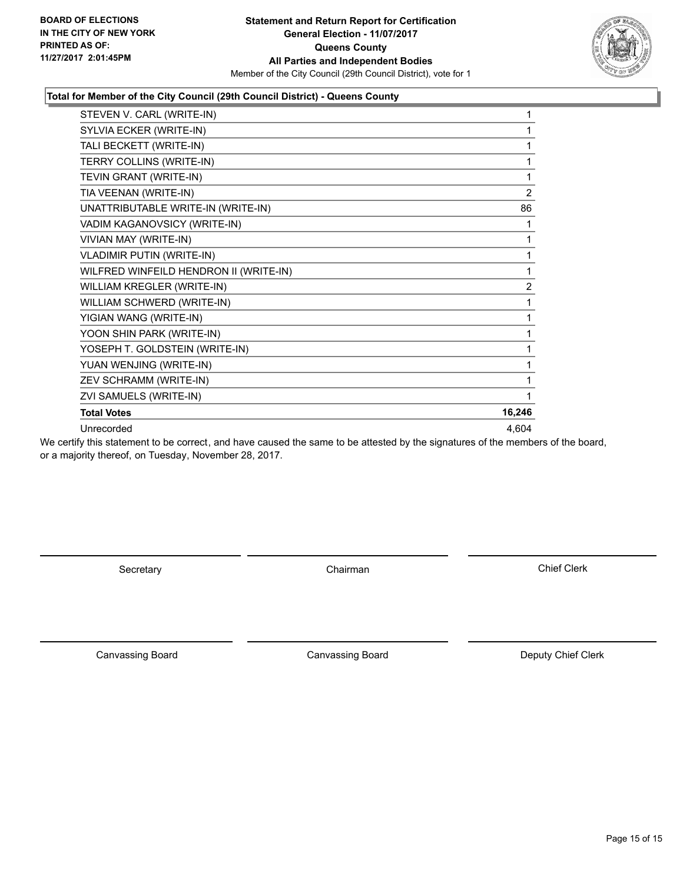**BOARD OF ELECTIONS IN THE CITY OF NEW YORK PRINTED AS OF: 11/27/2017 2:01:45PM**

**Statement and Return Report for Certification General Election - 11/07/2017 Queens County All Parties and Independent Bodies**

Member of the City Council (29th Council District), vote for 1

**Total for Member of the City Council (29th Council District) - Queens County**

| | |
|---|---|
| STEVEN V. CARL (WRITE-IN) | 1 |
| SYLVIA ECKER (WRITE-IN) | 1 |
| TALI BECKETT (WRITE-IN) | 1 |
| TERRY COLLINS (WRITE-IN) | 1 |
| TEVIN GRANT (WRITE-IN) | 1 |
| TIA VEENAN (WRITE-IN) | 2 |
| UNATTRIBUTABLE WRITE-IN (WRITE-IN) | 86 |
| VADIM KAGANOVSICY (WRITE-IN) | 1 |
| VIVIAN MAY (WRITE-IN) | 1 |
| VLADIMIR PUTIN (WRITE-IN) | 1 |
| WILFRED WINFEILD HENDRON II (WRITE-IN) | 1 |
| WILLIAM KREGLER (WRITE-IN) | 2 |
| WILLIAM SCHWERD (WRITE-IN) | 1 |
| YIGIAN WANG (WRITE-IN) | 1 |
| YOON SHIN PARK (WRITE-IN) | 1 |
| YOSEPH T. GOLDSTEIN (WRITE-IN) | 1 |
| YUAN WENJING (WRITE-IN) | 1 |
| ZEV SCHRAMM (WRITE-IN) | 1 |
| ZVI SAMUELS (WRITE-IN) | 1 |
| **Total Votes** | **16,246** |
| Unrecorded | 4,604 |

We certify this statement to be correct, and have caused the same to be attested by the signatures of the members of the board, or a majority thereof, on Tuesday, November 28, 2017.

Secretary

Chairman

Chief Clerk

Canvassing Board

Canvassing Board

Deputy Chief Clerk